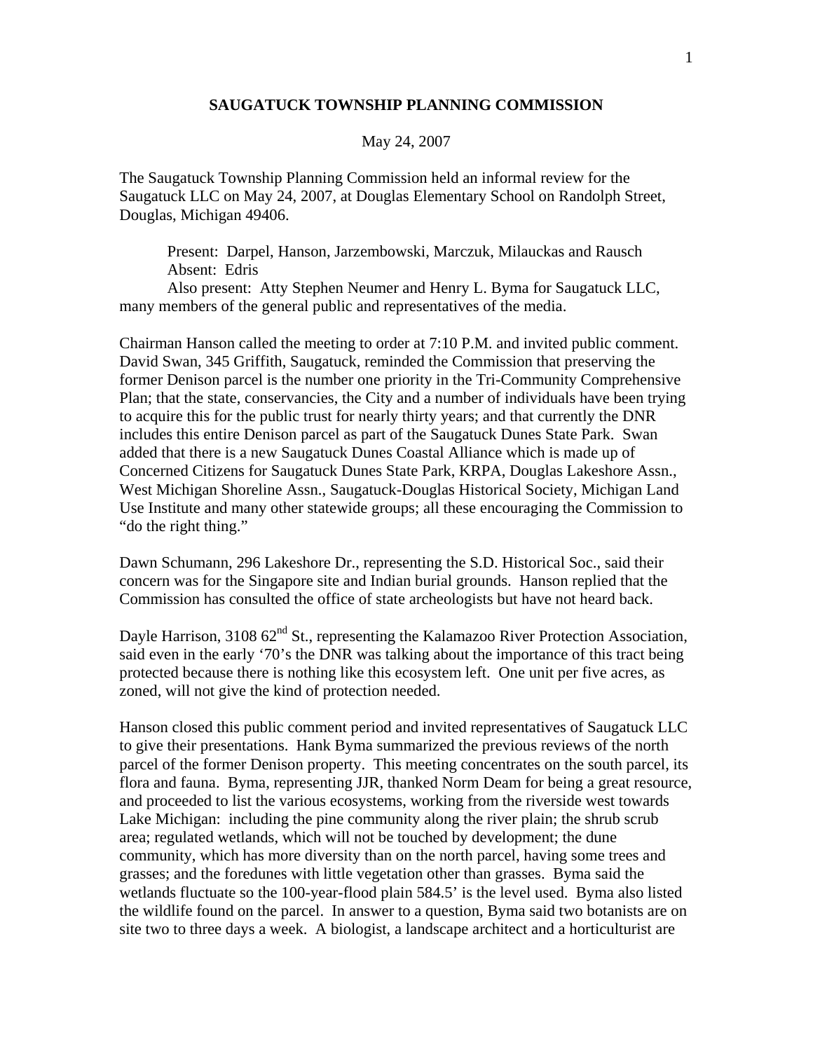**SAUGATUCK TOWNSHIP PLANNING COMMISSION**

May 24, 2007

The Saugatuck Township Planning Commission held an informal review for the Saugatuck LLC on May 24, 2007, at Douglas Elementary School on Randolph Street, Douglas, Michigan 49406.

Present: Darpel, Hanson, Jarzembowski, Marczuk, Milauckas and Rausch
Absent: Edris
Also present: Atty Stephen Neumer and Henry L. Byma for Saugatuck LLC, many members of the general public and representatives of the media.

Chairman Hanson called the meeting to order at 7:10 P.M. and invited public comment. David Swan, 345 Griffith, Saugatuck, reminded the Commission that preserving the former Denison parcel is the number one priority in the Tri-Community Comprehensive Plan; that the state, conservancies, the City and a number of individuals have been trying to acquire this for the public trust for nearly thirty years; and that currently the DNR includes this entire Denison parcel as part of the Saugatuck Dunes State Park. Swan added that there is a new Saugatuck Dunes Coastal Alliance which is made up of Concerned Citizens for Saugatuck Dunes State Park, KRPA, Douglas Lakeshore Assn., West Michigan Shoreline Assn., Saugatuck-Douglas Historical Society, Michigan Land Use Institute and many other statewide groups; all these encouraging the Commission to "do the right thing."

Dawn Schumann, 296 Lakeshore Dr., representing the S.D. Historical Soc., said their concern was for the Singapore site and Indian burial grounds. Hanson replied that the Commission has consulted the office of state archeologists but have not heard back.

Dayle Harrison, 3108 62nd St., representing the Kalamazoo River Protection Association, said even in the early '70's the DNR was talking about the importance of this tract being protected because there is nothing like this ecosystem left. One unit per five acres, as zoned, will not give the kind of protection needed.

Hanson closed this public comment period and invited representatives of Saugatuck LLC to give their presentations. Hank Byma summarized the previous reviews of the north parcel of the former Denison property. This meeting concentrates on the south parcel, its flora and fauna. Byma, representing JJR, thanked Norm Deam for being a great resource, and proceeded to list the various ecosystems, working from the riverside west towards Lake Michigan: including the pine community along the river plain; the shrub scrub area; regulated wetlands, which will not be touched by development; the dune community, which has more diversity than on the north parcel, having some trees and grasses; and the foredunes with little vegetation other than grasses. Byma said the wetlands fluctuate so the 100-year-flood plain 584.5' is the level used. Byma also listed the wildlife found on the parcel. In answer to a question, Byma said two botanists are on site two to three days a week. A biologist, a landscape architect and a horticulturist are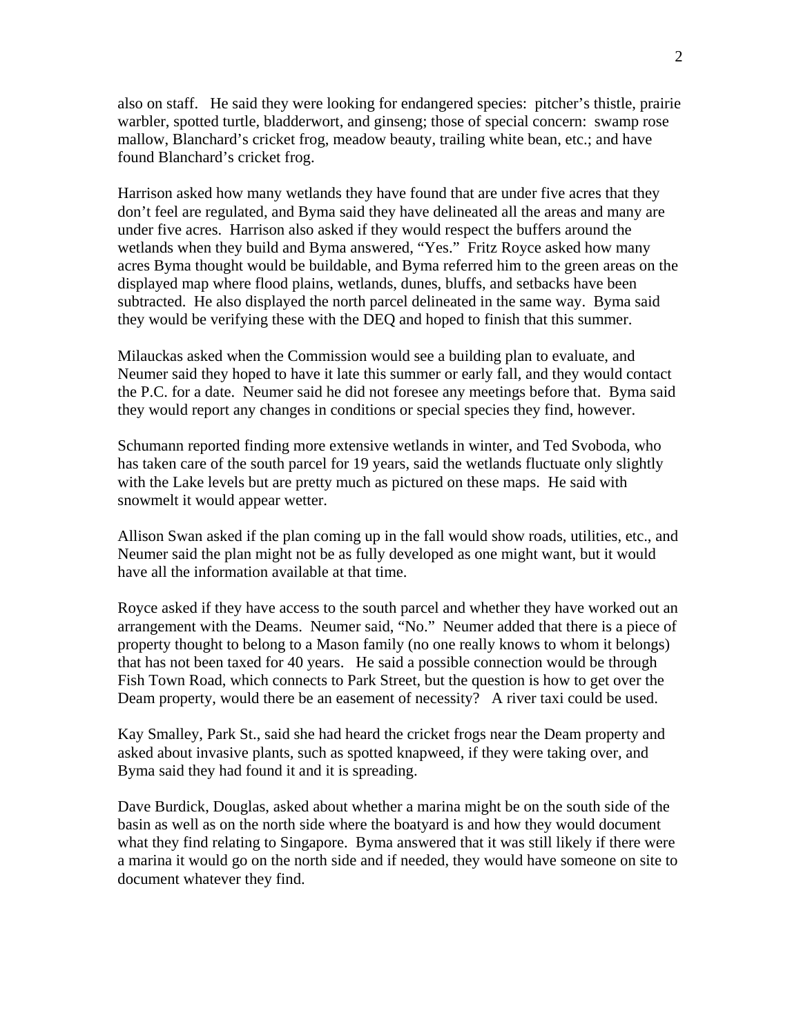also on staff. He said they were looking for endangered species: pitcher's thistle, prairie warbler, spotted turtle, bladderwort, and ginseng; those of special concern: swamp rose mallow, Blanchard's cricket frog, meadow beauty, trailing white bean, etc.; and have found Blanchard's cricket frog.

Harrison asked how many wetlands they have found that are under five acres that they don't feel are regulated, and Byma said they have delineated all the areas and many are under five acres. Harrison also asked if they would respect the buffers around the wetlands when they build and Byma answered, "Yes." Fritz Royce asked how many acres Byma thought would be buildable, and Byma referred him to the green areas on the displayed map where flood plains, wetlands, dunes, bluffs, and setbacks have been subtracted. He also displayed the north parcel delineated in the same way. Byma said they would be verifying these with the DEQ and hoped to finish that this summer.

Milauckas asked when the Commission would see a building plan to evaluate, and Neumer said they hoped to have it late this summer or early fall, and they would contact the P.C. for a date. Neumer said he did not foresee any meetings before that. Byma said they would report any changes in conditions or special species they find, however.

Schumann reported finding more extensive wetlands in winter, and Ted Svoboda, who has taken care of the south parcel for 19 years, said the wetlands fluctuate only slightly with the Lake levels but are pretty much as pictured on these maps. He said with snowmelt it would appear wetter.

Allison Swan asked if the plan coming up in the fall would show roads, utilities, etc., and Neumer said the plan might not be as fully developed as one might want, but it would have all the information available at that time.

Royce asked if they have access to the south parcel and whether they have worked out an arrangement with the Deams. Neumer said, "No." Neumer added that there is a piece of property thought to belong to a Mason family (no one really knows to whom it belongs) that has not been taxed for 40 years. He said a possible connection would be through Fish Town Road, which connects to Park Street, but the question is how to get over the Deam property, would there be an easement of necessity? A river taxi could be used.

Kay Smalley, Park St., said she had heard the cricket frogs near the Deam property and asked about invasive plants, such as spotted knapweed, if they were taking over, and Byma said they had found it and it is spreading.

Dave Burdick, Douglas, asked about whether a marina might be on the south side of the basin as well as on the north side where the boatyard is and how they would document what they find relating to Singapore. Byma answered that it was still likely if there were a marina it would go on the north side and if needed, they would have someone on site to document whatever they find.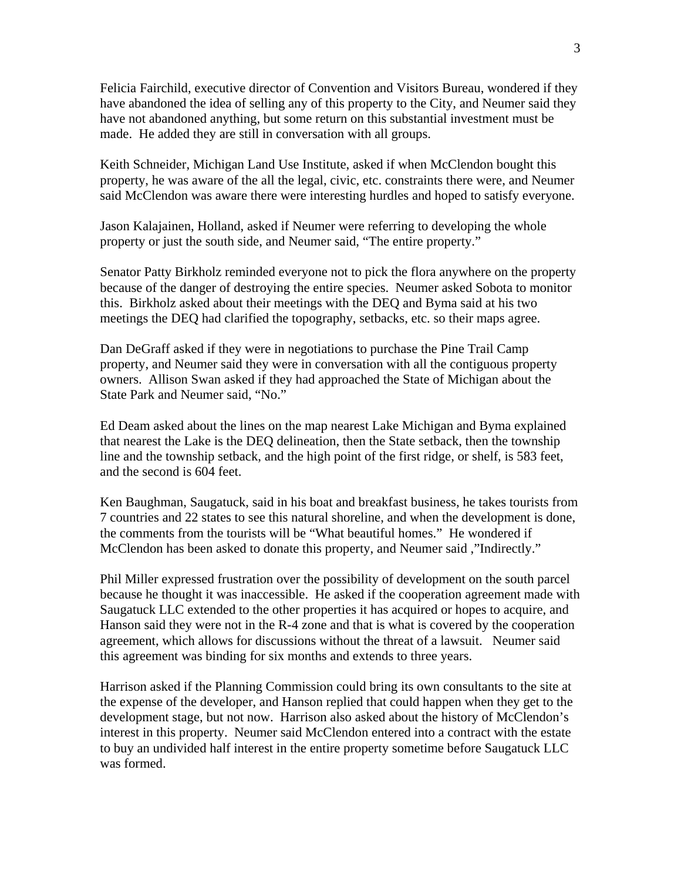Felicia Fairchild, executive director of Convention and Visitors Bureau, wondered if they have abandoned the idea of selling any of this property to the City, and Neumer said they have not abandoned anything, but some return on this substantial investment must be made. He added they are still in conversation with all groups.

Keith Schneider, Michigan Land Use Institute, asked if when McClendon bought this property, he was aware of the all the legal, civic, etc. constraints there were, and Neumer said McClendon was aware there were interesting hurdles and hoped to satisfy everyone.

Jason Kalajainen, Holland, asked if Neumer were referring to developing the whole property or just the south side, and Neumer said, "The entire property."

Senator Patty Birkholz reminded everyone not to pick the flora anywhere on the property because of the danger of destroying the entire species. Neumer asked Sobota to monitor this. Birkholz asked about their meetings with the DEQ and Byma said at his two meetings the DEQ had clarified the topography, setbacks, etc. so their maps agree.

Dan DeGraff asked if they were in negotiations to purchase the Pine Trail Camp property, and Neumer said they were in conversation with all the contiguous property owners. Allison Swan asked if they had approached the State of Michigan about the State Park and Neumer said, "No."

Ed Deam asked about the lines on the map nearest Lake Michigan and Byma explained that nearest the Lake is the DEQ delineation, then the State setback, then the township line and the township setback, and the high point of the first ridge, or shelf, is 583 feet, and the second is 604 feet.

Ken Baughman, Saugatuck, said in his boat and breakfast business, he takes tourists from 7 countries and 22 states to see this natural shoreline, and when the development is done, the comments from the tourists will be "What beautiful homes." He wondered if McClendon has been asked to donate this property, and Neumer said ,"Indirectly."

Phil Miller expressed frustration over the possibility of development on the south parcel because he thought it was inaccessible. He asked if the cooperation agreement made with Saugatuck LLC extended to the other properties it has acquired or hopes to acquire, and Hanson said they were not in the R-4 zone and that is what is covered by the cooperation agreement, which allows for discussions without the threat of a lawsuit. Neumer said this agreement was binding for six months and extends to three years.

Harrison asked if the Planning Commission could bring its own consultants to the site at the expense of the developer, and Hanson replied that could happen when they get to the development stage, but not now. Harrison also asked about the history of McClendon's interest in this property. Neumer said McClendon entered into a contract with the estate to buy an undivided half interest in the entire property sometime before Saugatuck LLC was formed.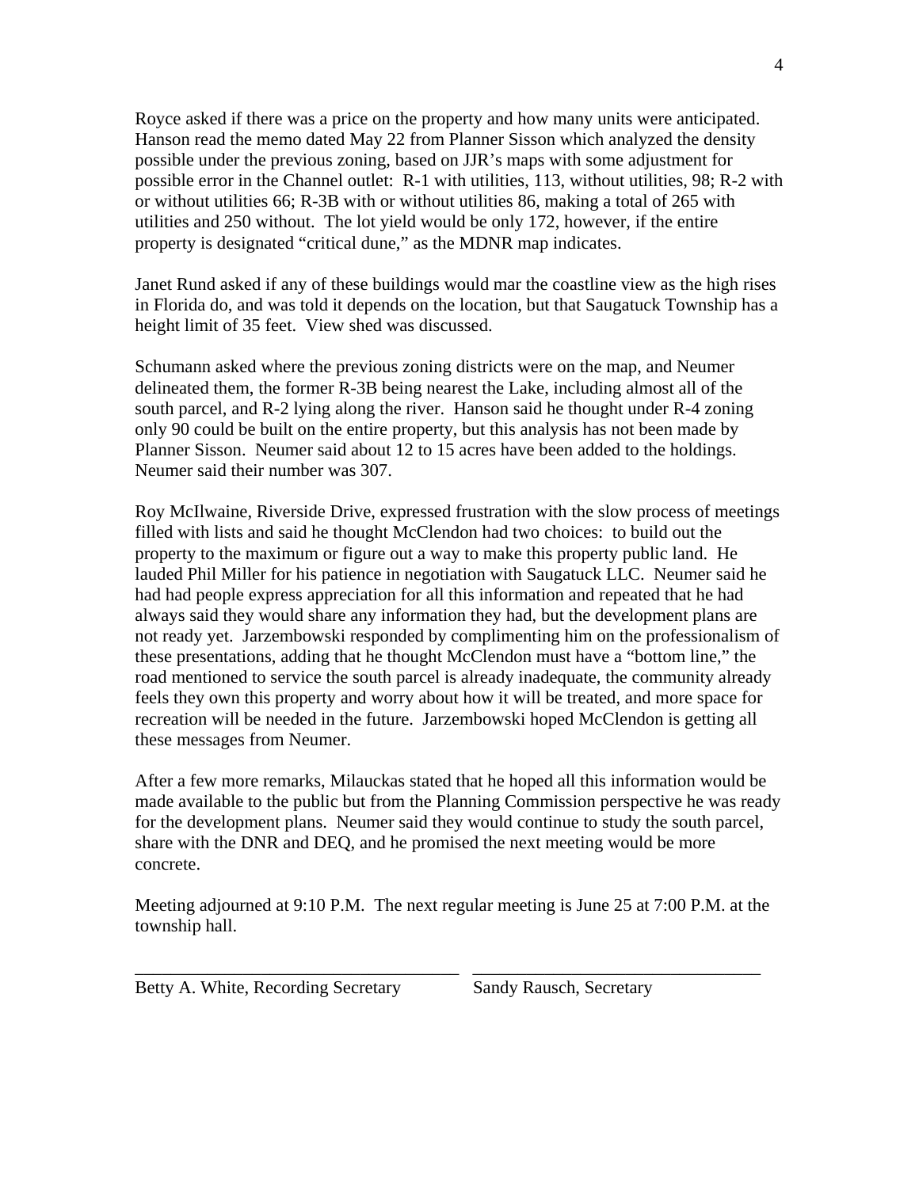Royce asked if there was a price on the property and how many units were anticipated. Hanson read the memo dated May 22 from Planner Sisson which analyzed the density possible under the previous zoning, based on JJR's maps with some adjustment for possible error in the Channel outlet: R-1 with utilities, 113, without utilities, 98; R-2 with or without utilities 66; R-3B with or without utilities 86, making a total of 265 with utilities and 250 without. The lot yield would be only 172, however, if the entire property is designated "critical dune," as the MDNR map indicates.

Janet Rund asked if any of these buildings would mar the coastline view as the high rises in Florida do, and was told it depends on the location, but that Saugatuck Township has a height limit of 35 feet. View shed was discussed.

Schumann asked where the previous zoning districts were on the map, and Neumer delineated them, the former R-3B being nearest the Lake, including almost all of the south parcel, and R-2 lying along the river. Hanson said he thought under R-4 zoning only 90 could be built on the entire property, but this analysis has not been made by Planner Sisson. Neumer said about 12 to 15 acres have been added to the holdings. Neumer said their number was 307.

Roy McIlwaine, Riverside Drive, expressed frustration with the slow process of meetings filled with lists and said he thought McClendon had two choices: to build out the property to the maximum or figure out a way to make this property public land. He lauded Phil Miller for his patience in negotiation with Saugatuck LLC. Neumer said he had had people express appreciation for all this information and repeated that he had always said they would share any information they had, but the development plans are not ready yet. Jarzembowski responded by complimenting him on the professionalism of these presentations, adding that he thought McClendon must have a "bottom line," the road mentioned to service the south parcel is already inadequate, the community already feels they own this property and worry about how it will be treated, and more space for recreation will be needed in the future. Jarzembowski hoped McClendon is getting all these messages from Neumer.

After a few more remarks, Milauckas stated that he hoped all this information would be made available to the public but from the Planning Commission perspective he was ready for the development plans. Neumer said they would continue to study the south parcel, share with the DNR and DEQ, and he promised the next meeting would be more concrete.

Meeting adjourned at 9:10 P.M. The next regular meeting is June 25 at 7:00 P.M. at the township hall.

\_\_\_\_\_\_\_\_\_\_\_\_\_\_\_\_\_\_\_\_\_\_\_\_\_\_\_\_\_\_\_\_\_\_\_\_ \_\_\_\_\_\_\_\_\_\_\_\_\_\_\_\_\_\_\_\_\_\_\_\_\_\_\_\_\_\_\_\_\_\_

Betty A. White, Recording Secretary Sandy Rausch, Secretary